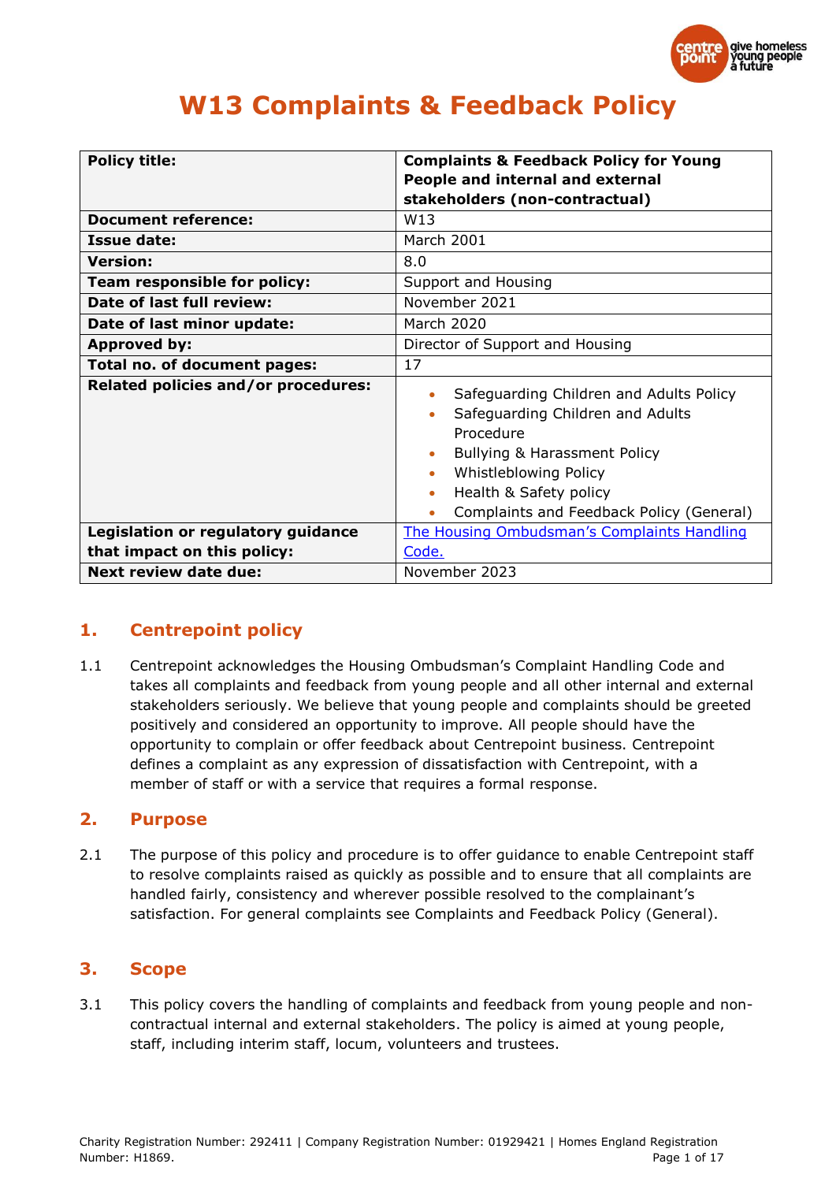# W13 Complaints & Feedback Policy

| Policy title: | Complaints & Feedback Policy for Young People and internal and external stakeholders (non-contractual) |
|---|---|
| Document reference: | W13 |
| Issue date: | March 2001 |
| Version: | 8.0 |
| Team responsible for policy: | Support and Housing |
| Date of last full review: | November 2021 |
| Date of last minor update: | March 2020 |
| Approved by: | Director of Support and Housing |
| Total no. of document pages: | 17 |
| Related policies and/or procedures: | • Safeguarding Children and Adults Policy<br>• Safeguarding Children and Adults Procedure<br>• Bullying & Harassment Policy<br>• Whistleblowing Policy<br>• Health & Safety policy<br>• Complaints and Feedback Policy (General) |
| Legislation or regulatory guidance that impact on this policy: | The Housing Ombudsman's Complaints Handling Code. |
| Next review date due: | November 2023 |

## 1. Centrepoint policy

1.1 Centrepoint acknowledges the Housing Ombudsman's Complaint Handling Code and takes all complaints and feedback from young people and all other internal and external stakeholders seriously. We believe that young people and complaints should be greeted positively and considered an opportunity to improve. All people should have the opportunity to complain or offer feedback about Centrepoint business. Centrepoint defines a complaint as any expression of dissatisfaction with Centrepoint, with a member of staff or with a service that requires a formal response.

## 2. Purpose

2.1 The purpose of this policy and procedure is to offer guidance to enable Centrepoint staff to resolve complaints raised as quickly as possible and to ensure that all complaints are handled fairly, consistency and wherever possible resolved to the complainant's satisfaction. For general complaints see Complaints and Feedback Policy (General).

## 3. Scope

3.1 This policy covers the handling of complaints and feedback from young people and non-contractual internal and external stakeholders. The policy is aimed at young people, staff, including interim staff, locum, volunteers and trustees.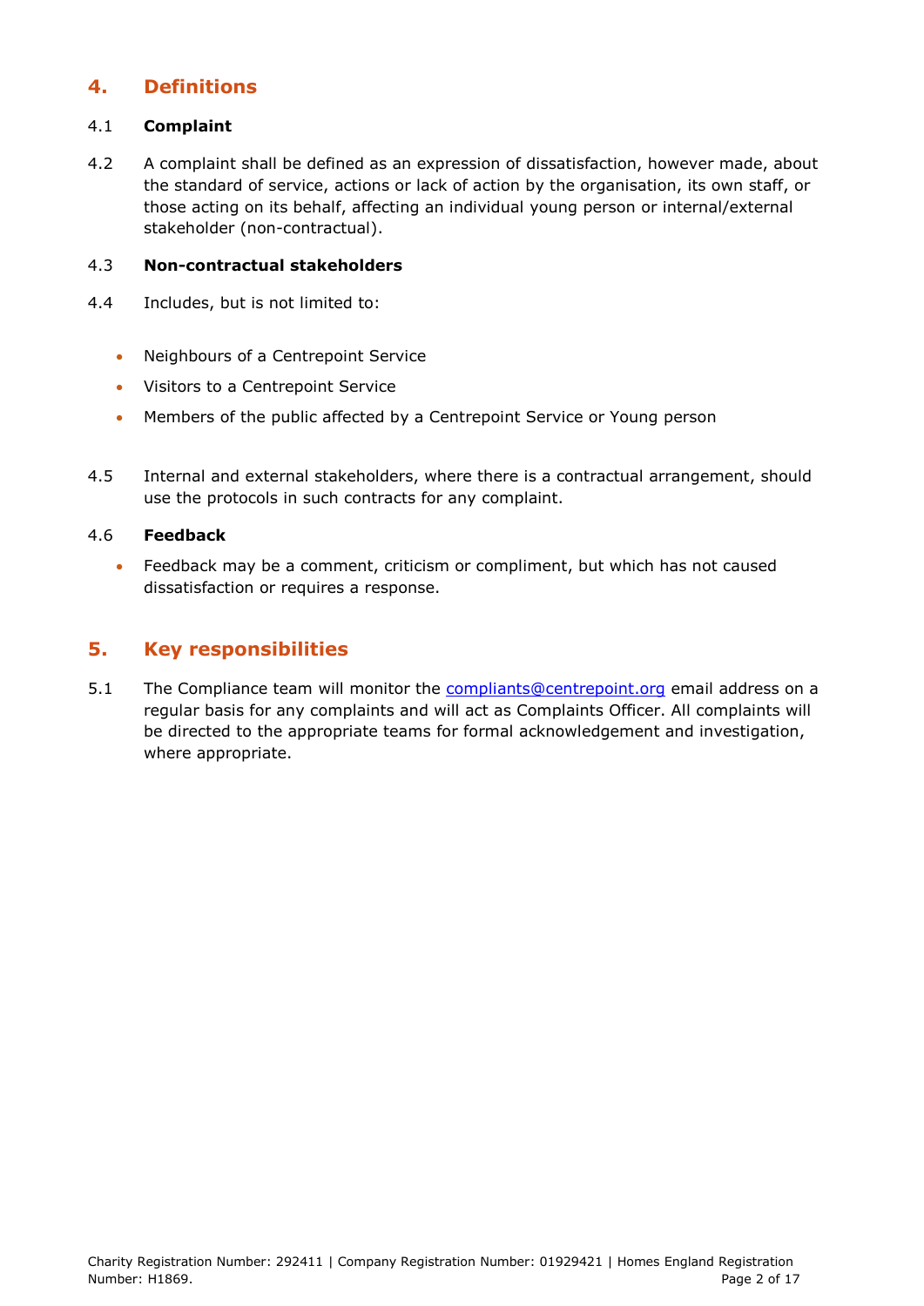## 4. Definitions

4.1 **Complaint**

4.2 A complaint shall be defined as an expression of dissatisfaction, however made, about the standard of service, actions or lack of action by the organisation, its own staff, or those acting on its behalf, affecting an individual young person or internal/external stakeholder (non-contractual).

4.3 **Non-contractual stakeholders**

4.4 Includes, but is not limited to:

- Neighbours of a Centrepoint Service
- Visitors to a Centrepoint Service
- Members of the public affected by a Centrepoint Service or Young person

4.5 Internal and external stakeholders, where there is a contractual arrangement, should use the protocols in such contracts for any complaint.

4.6 **Feedback**

- Feedback may be a comment, criticism or compliment, but which has not caused dissatisfaction or requires a response.

## 5. Key responsibilities

5.1 The Compliance team will monitor the [compliants@centrepoint.org](mailto:compliants@centrepoint.org) email address on a regular basis for any complaints and will act as Complaints Officer. All complaints will be directed to the appropriate teams for formal acknowledgement and investigation, where appropriate.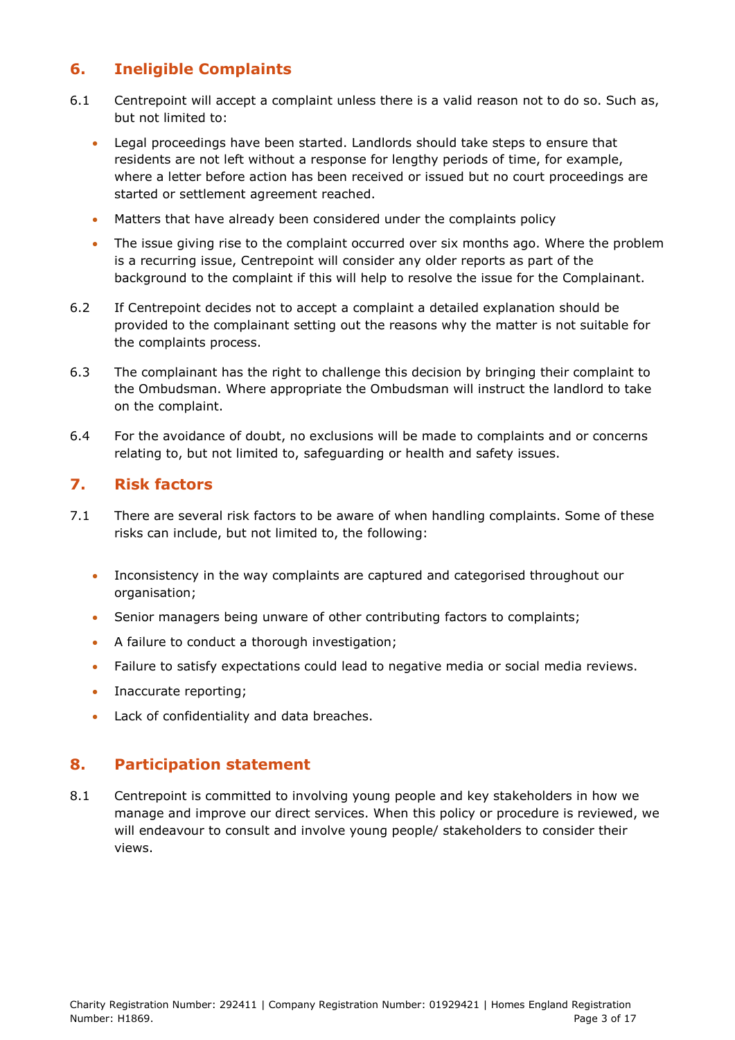## 6. Ineligible Complaints

6.1 Centrepoint will accept a complaint unless there is a valid reason not to do so. Such as, but not limited to:

- Legal proceedings have been started. Landlords should take steps to ensure that residents are not left without a response for lengthy periods of time, for example, where a letter before action has been received or issued but no court proceedings are started or settlement agreement reached.
- Matters that have already been considered under the complaints policy
- The issue giving rise to the complaint occurred over six months ago. Where the problem is a recurring issue, Centrepoint will consider any older reports as part of the background to the complaint if this will help to resolve the issue for the Complainant.

6.2 If Centrepoint decides not to accept a complaint a detailed explanation should be provided to the complainant setting out the reasons why the matter is not suitable for the complaints process.

6.3 The complainant has the right to challenge this decision by bringing their complaint to the Ombudsman. Where appropriate the Ombudsman will instruct the landlord to take on the complaint.

6.4 For the avoidance of doubt, no exclusions will be made to complaints and or concerns relating to, but not limited to, safeguarding or health and safety issues.

## 7. Risk factors

7.1 There are several risk factors to be aware of when handling complaints. Some of these risks can include, but not limited to, the following:

- Inconsistency in the way complaints are captured and categorised throughout our organisation;
- Senior managers being unaware of other contributing factors to complaints;
- A failure to conduct a thorough investigation;
- Failure to satisfy expectations could lead to negative media or social media reviews.
- Inaccurate reporting;
- Lack of confidentiality and data breaches.

## 8. Participation statement

8.1 Centrepoint is committed to involving young people and key stakeholders in how we manage and improve our direct services. When this policy or procedure is reviewed, we will endeavour to consult and involve young people/ stakeholders to consider their views.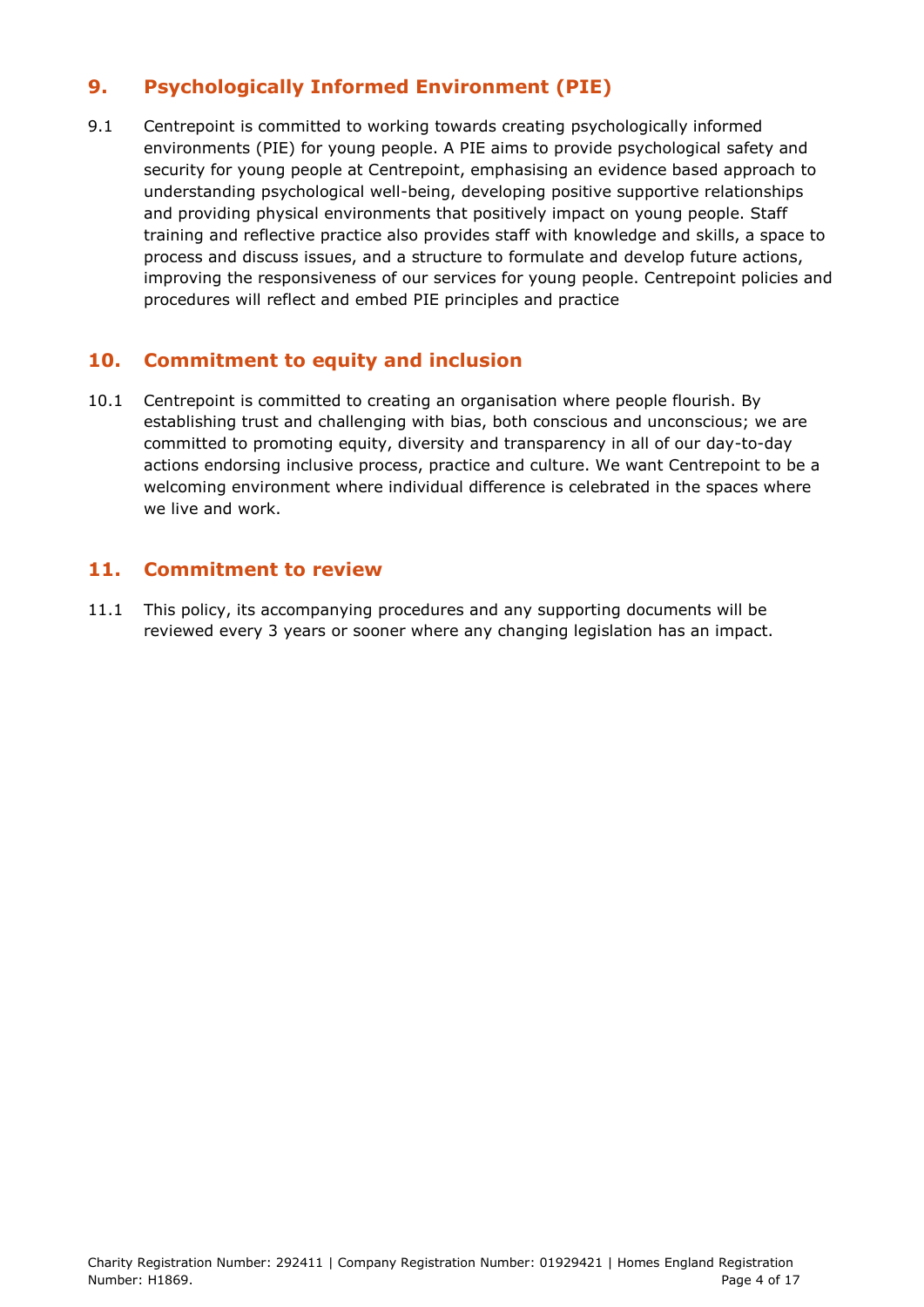## 9. Psychologically Informed Environment (PIE)

9.1 Centrepoint is committed to working towards creating psychologically informed environments (PIE) for young people. A PIE aims to provide psychological safety and security for young people at Centrepoint, emphasising an evidence based approach to understanding psychological well-being, developing positive supportive relationships and providing physical environments that positively impact on young people. Staff training and reflective practice also provides staff with knowledge and skills, a space to process and discuss issues, and a structure to formulate and develop future actions, improving the responsiveness of our services for young people. Centrepoint policies and procedures will reflect and embed PIE principles and practice

## 10. Commitment to equity and inclusion

10.1 Centrepoint is committed to creating an organisation where people flourish. By establishing trust and challenging with bias, both conscious and unconscious; we are committed to promoting equity, diversity and transparency in all of our day-to-day actions endorsing inclusive process, practice and culture. We want Centrepoint to be a welcoming environment where individual difference is celebrated in the spaces where we live and work.

## 11. Commitment to review

11.1 This policy, its accompanying procedures and any supporting documents will be reviewed every 3 years or sooner where any changing legislation has an impact.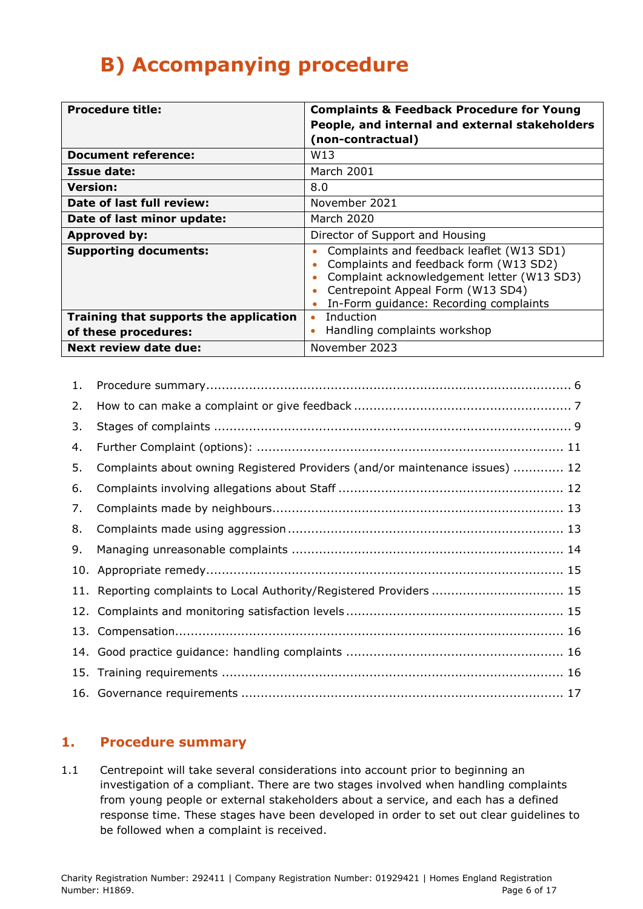# B) Accompanying procedure

| **Procedure title:** | **Complaints & Feedback Procedure for Young People, and internal and external stakeholders (non-contractual)** |
|---|---|
| **Document reference:** | W13 |
| **Issue date:** | March 2001 |
| **Version:** | 8.0 |
| **Date of last full review:** | November 2021 |
| **Date of last minor update:** | March 2020 |
| **Approved by:** | Director of Support and Housing |
| **Supporting documents:** | • Complaints and feedback leaflet (W13 SD1)<br>• Complaints and feedback form (W13 SD2)<br>• Complaint acknowledgement letter (W13 SD3)<br>• Centrepoint Appeal Form (W13 SD4)<br>• In-Form guidance: Recording complaints |
| **Training that supports the application of these procedures:** | • Induction<br>• Handling complaints workshop |
| **Next review date due:** | November 2023 |

1. Procedure summary ........ 6
2. How to can make a complaint or give feedback ........ 7
3. Stages of complaints ........ 9
4. Further Complaint (options): ........ 11
5. Complaints about owning Registered Providers (and/or maintenance issues) ........ 12
6. Complaints involving allegations about Staff ........ 12
7. Complaints made by neighbours ........ 13
8. Complaints made using aggression ........ 13
9. Managing unreasonable complaints ........ 14
10. Appropriate remedy ........ 15
11. Reporting complaints to Local Authority/Registered Providers ........ 15
12. Complaints and monitoring satisfaction levels ........ 15
13. Compensation ........ 16
14. Good practice guidance: handling complaints ........ 16
15. Training requirements ........ 16
16. Governance requirements ........ 17

## 1. Procedure summary

1.1 Centrepoint will take several considerations into account prior to beginning an investigation of a compliant. There are two stages involved when handling complaints from young people or external stakeholders about a service, and each has a defined response time. These stages have been developed in order to set out clear guidelines to be followed when a complaint is received.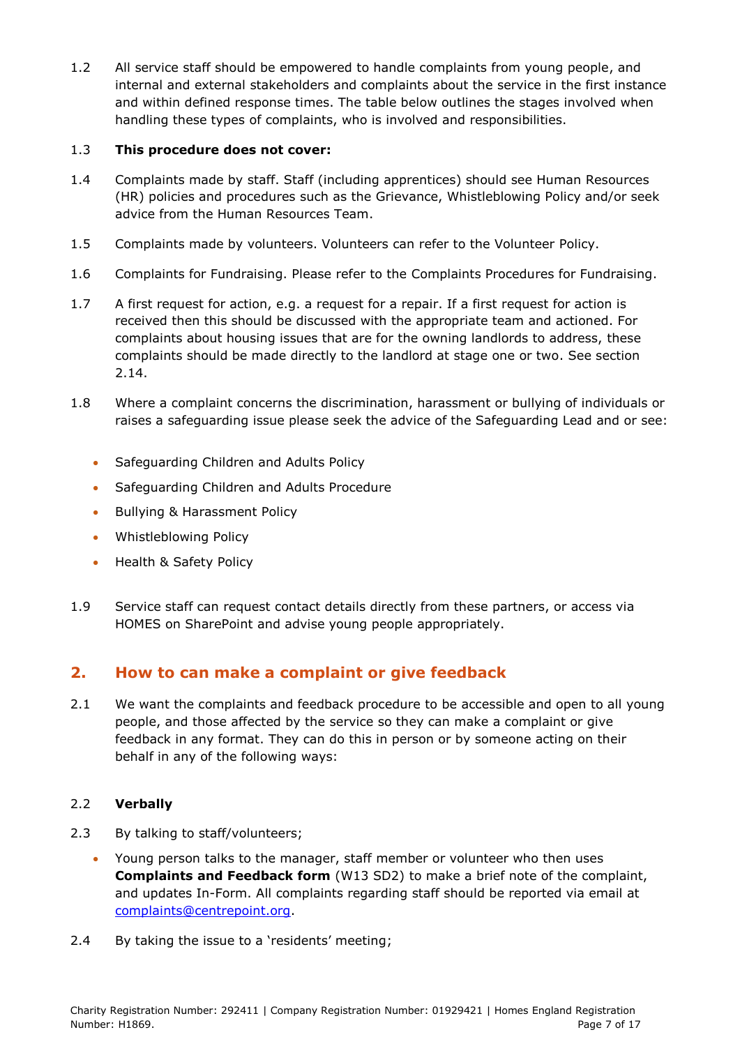1.2 All service staff should be empowered to handle complaints from young people, and internal and external stakeholders and complaints about the service in the first instance and within defined response times. The table below outlines the stages involved when handling these types of complaints, who is involved and responsibilities.

1.3 **This procedure does not cover:**

1.4 Complaints made by staff. Staff (including apprentices) should see Human Resources (HR) policies and procedures such as the Grievance, Whistleblowing Policy and/or seek advice from the Human Resources Team.

1.5 Complaints made by volunteers. Volunteers can refer to the Volunteer Policy.

1.6 Complaints for Fundraising. Please refer to the Complaints Procedures for Fundraising.

1.7 A first request for action, e.g. a request for a repair. If a first request for action is received then this should be discussed with the appropriate team and actioned. For complaints about housing issues that are for the owning landlords to address, these complaints should be made directly to the landlord at stage one or two. See section 2.14.

1.8 Where a complaint concerns the discrimination, harassment or bullying of individuals or raises a safeguarding issue please seek the advice of the Safeguarding Lead and or see:

- Safeguarding Children and Adults Policy
- Safeguarding Children and Adults Procedure
- Bullying & Harassment Policy
- Whistleblowing Policy
- Health & Safety Policy

1.9 Service staff can request contact details directly from these partners, or access via HOMES on SharePoint and advise young people appropriately.

## 2. How to can make a complaint or give feedback

2.1 We want the complaints and feedback procedure to be accessible and open to all young people, and those affected by the service so they can make a complaint or give feedback in any format. They can do this in person or by someone acting on their behalf in any of the following ways:

2.2 **Verbally**

2.3 By talking to staff/volunteers;

- Young person talks to the manager, staff member or volunteer who then uses **Complaints and Feedback form** (W13 SD2) to make a brief note of the complaint, and updates In-Form. All complaints regarding staff should be reported via email at complaints@centrepoint.org.

2.4 By taking the issue to a 'residents' meeting;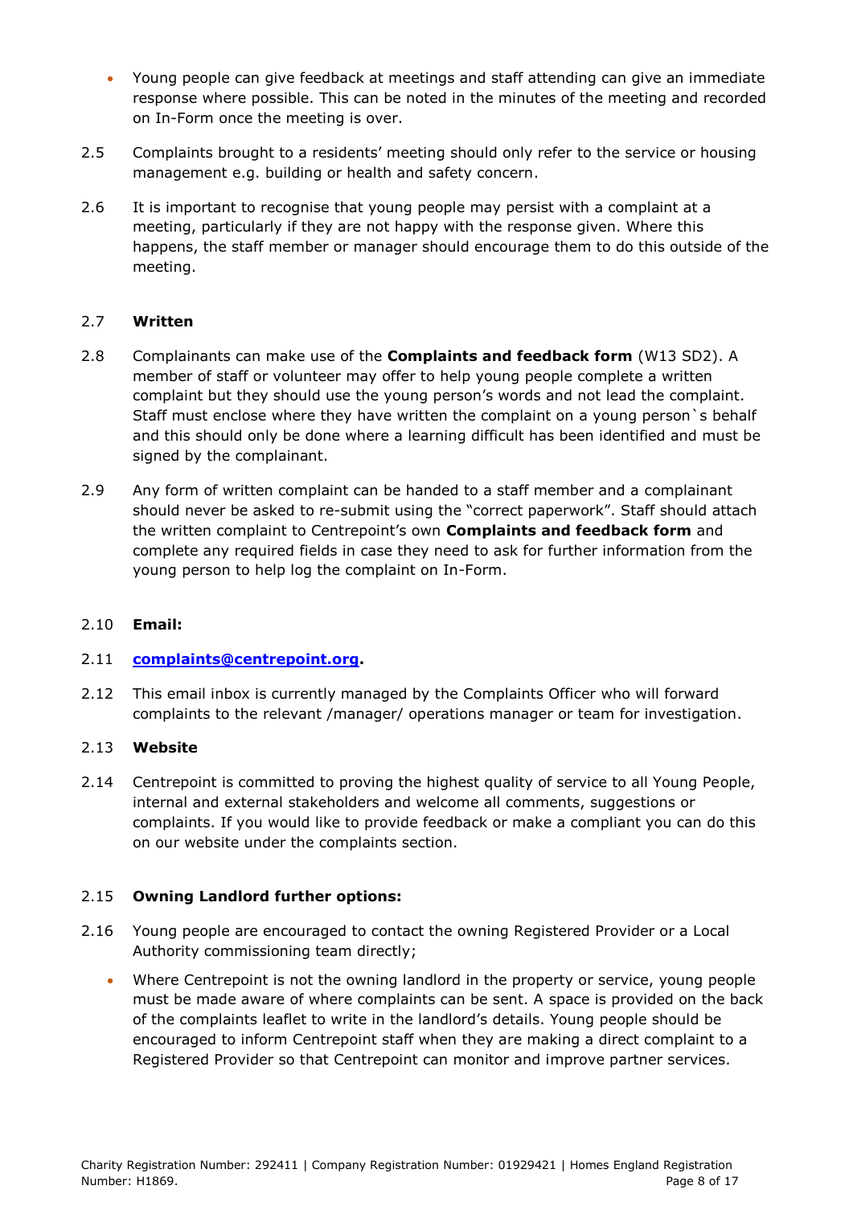- Young people can give feedback at meetings and staff attending can give an immediate response where possible. This can be noted in the minutes of the meeting and recorded on In-Form once the meeting is over.

2.5 Complaints brought to a residents' meeting should only refer to the service or housing management e.g. building or health and safety concern.

2.6 It is important to recognise that young people may persist with a complaint at a meeting, particularly if they are not happy with the response given. Where this happens, the staff member or manager should encourage them to do this outside of the meeting.

2.7 **Written**

2.8 Complainants can make use of the **Complaints and feedback form** (W13 SD2). A member of staff or volunteer may offer to help young people complete a written complaint but they should use the young person's words and not lead the complaint. Staff must enclose where they have written the complaint on a young person`s behalf and this should only be done where a learning difficult has been identified and must be signed by the complainant.

2.9 Any form of written complaint can be handed to a staff member and a complainant should never be asked to re-submit using the "correct paperwork". Staff should attach the written complaint to Centrepoint's own **Complaints and feedback form** and complete any required fields in case they need to ask for further information from the young person to help log the complaint on In-Form.

2.10 **Email:**

2.11 **complaints@centrepoint.org.**

2.12 This email inbox is currently managed by the Complaints Officer who will forward complaints to the relevant /manager/ operations manager or team for investigation.

2.13 **Website**

2.14 Centrepoint is committed to proving the highest quality of service to all Young People, internal and external stakeholders and welcome all comments, suggestions or complaints. If you would like to provide feedback or make a compliant you can do this on our website under the complaints section.

2.15 **Owning Landlord further options:**

2.16 Young people are encouraged to contact the owning Registered Provider or a Local Authority commissioning team directly;

- Where Centrepoint is not the owning landlord in the property or service, young people must be made aware of where complaints can be sent. A space is provided on the back of the complaints leaflet to write in the landlord's details. Young people should be encouraged to inform Centrepoint staff when they are making a direct complaint to a Registered Provider so that Centrepoint can monitor and improve partner services.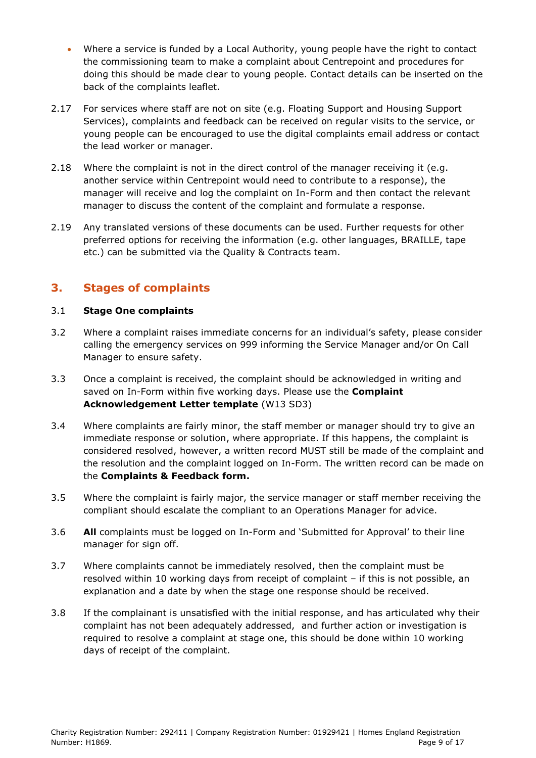- Where a service is funded by a Local Authority, young people have the right to contact the commissioning team to make a complaint about Centrepoint and procedures for doing this should be made clear to young people. Contact details can be inserted on the back of the complaints leaflet.

2.17 For services where staff are not on site (e.g. Floating Support and Housing Support Services), complaints and feedback can be received on regular visits to the service, or young people can be encouraged to use the digital complaints email address or contact the lead worker or manager.

2.18 Where the complaint is not in the direct control of the manager receiving it (e.g. another service within Centrepoint would need to contribute to a response), the manager will receive and log the complaint on In-Form and then contact the relevant manager to discuss the content of the complaint and formulate a response.

2.19 Any translated versions of these documents can be used. Further requests for other preferred options for receiving the information (e.g. other languages, BRAILLE, tape etc.) can be submitted via the Quality & Contracts team.

## 3. Stages of complaints

3.1 **Stage One complaints**

3.2 Where a complaint raises immediate concerns for an individual's safety, please consider calling the emergency services on 999 informing the Service Manager and/or On Call Manager to ensure safety.

3.3 Once a complaint is received, the complaint should be acknowledged in writing and saved on In-Form within five working days. Please use the **Complaint Acknowledgement Letter template** (W13 SD3)

3.4 Where complaints are fairly minor, the staff member or manager should try to give an immediate response or solution, where appropriate. If this happens, the complaint is considered resolved, however, a written record MUST still be made of the complaint and the resolution and the complaint logged on In-Form. The written record can be made on the **Complaints & Feedback form.**

3.5 Where the complaint is fairly major, the service manager or staff member receiving the compliant should escalate the compliant to an Operations Manager for advice.

3.6 **All** complaints must be logged on In-Form and 'Submitted for Approval' to their line manager for sign off.

3.7 Where complaints cannot be immediately resolved, then the complaint must be resolved within 10 working days from receipt of complaint – if this is not possible, an explanation and a date by when the stage one response should be received.

3.8 If the complainant is unsatisfied with the initial response, and has articulated why their complaint has not been adequately addressed, and further action or investigation is required to resolve a complaint at stage one, this should be done within 10 working days of receipt of the complaint.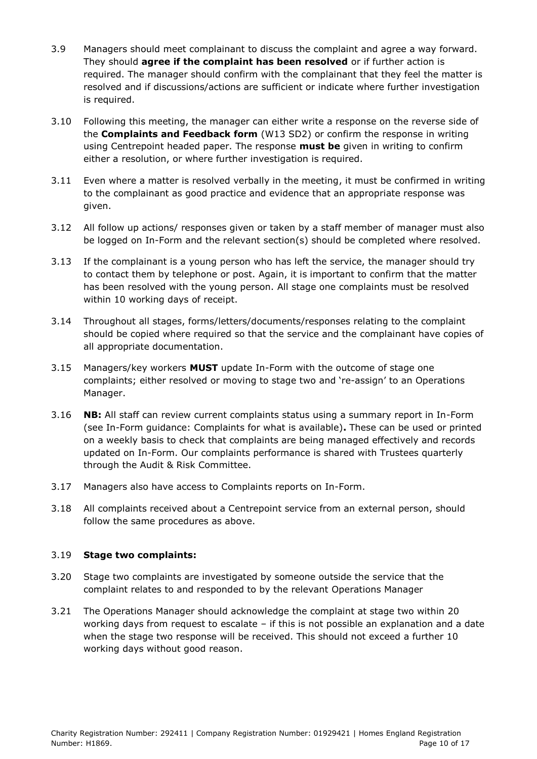3.9 Managers should meet complainant to discuss the complaint and agree a way forward. They should **agree if the complaint has been resolved** or if further action is required. The manager should confirm with the complainant that they feel the matter is resolved and if discussions/actions are sufficient or indicate where further investigation is required.

3.10 Following this meeting, the manager can either write a response on the reverse side of the **Complaints and Feedback form** (W13 SD2) or confirm the response in writing using Centrepoint headed paper. The response **must be** given in writing to confirm either a resolution, or where further investigation is required.

3.11 Even where a matter is resolved verbally in the meeting, it must be confirmed in writing to the complainant as good practice and evidence that an appropriate response was given.

3.12 All follow up actions/ responses given or taken by a staff member of manager must also be logged on In-Form and the relevant section(s) should be completed where resolved.

3.13 If the complainant is a young person who has left the service, the manager should try to contact them by telephone or post. Again, it is important to confirm that the matter has been resolved with the young person. All stage one complaints must be resolved within 10 working days of receipt.

3.14 Throughout all stages, forms/letters/documents/responses relating to the complaint should be copied where required so that the service and the complainant have copies of all appropriate documentation.

3.15 Managers/key workers **MUST** update In-Form with the outcome of stage one complaints; either resolved or moving to stage two and 're-assign' to an Operations Manager.

3.16 **NB:** All staff can review current complaints status using a summary report in In-Form (see In-Form guidance: Complaints for what is available)**.** These can be used or printed on a weekly basis to check that complaints are being managed effectively and records updated on In-Form. Our complaints performance is shared with Trustees quarterly through the Audit & Risk Committee.

3.17 Managers also have access to Complaints reports on In-Form.

3.18 All complaints received about a Centrepoint service from an external person, should follow the same procedures as above.

3.19 **Stage two complaints:**

3.20 Stage two complaints are investigated by someone outside the service that the complaint relates to and responded to by the relevant Operations Manager

3.21 The Operations Manager should acknowledge the complaint at stage two within 20 working days from request to escalate – if this is not possible an explanation and a date when the stage two response will be received. This should not exceed a further 10 working days without good reason.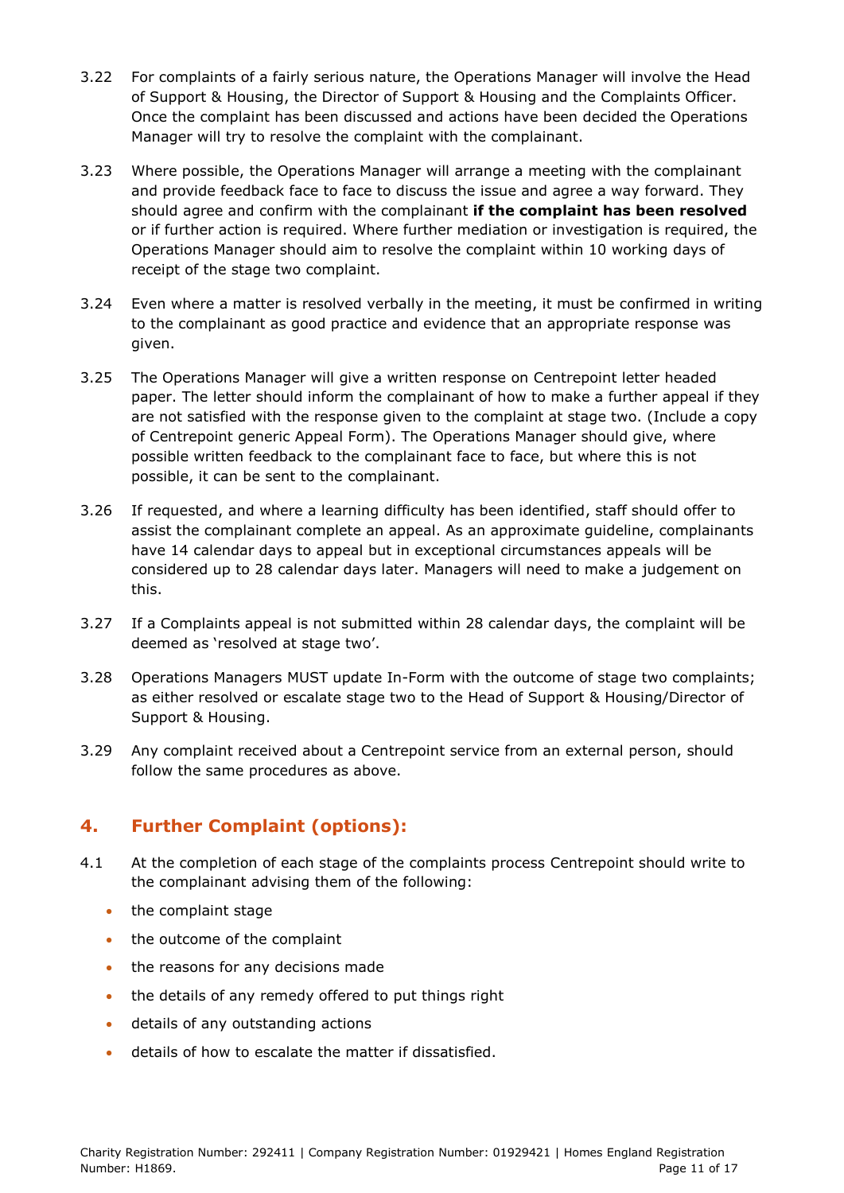3.22 For complaints of a fairly serious nature, the Operations Manager will involve the Head of Support & Housing, the Director of Support & Housing and the Complaints Officer. Once the complaint has been discussed and actions have been decided the Operations Manager will try to resolve the complaint with the complainant.

3.23 Where possible, the Operations Manager will arrange a meeting with the complainant and provide feedback face to face to discuss the issue and agree a way forward. They should agree and confirm with the complainant **if the complaint has been resolved** or if further action is required. Where further mediation or investigation is required, the Operations Manager should aim to resolve the complaint within 10 working days of receipt of the stage two complaint.

3.24 Even where a matter is resolved verbally in the meeting, it must be confirmed in writing to the complainant as good practice and evidence that an appropriate response was given.

3.25 The Operations Manager will give a written response on Centrepoint letter headed paper. The letter should inform the complainant of how to make a further appeal if they are not satisfied with the response given to the complaint at stage two. (Include a copy of Centrepoint generic Appeal Form). The Operations Manager should give, where possible written feedback to the complainant face to face, but where this is not possible, it can be sent to the complainant.

3.26 If requested, and where a learning difficulty has been identified, staff should offer to assist the complainant complete an appeal. As an approximate guideline, complainants have 14 calendar days to appeal but in exceptional circumstances appeals will be considered up to 28 calendar days later. Managers will need to make a judgement on this.

3.27 If a Complaints appeal is not submitted within 28 calendar days, the complaint will be deemed as 'resolved at stage two'.

3.28 Operations Managers MUST update In-Form with the outcome of stage two complaints; as either resolved or escalate stage two to the Head of Support & Housing/Director of Support & Housing.

3.29 Any complaint received about a Centrepoint service from an external person, should follow the same procedures as above.

## 4. Further Complaint (options):

4.1 At the completion of each stage of the complaints process Centrepoint should write to the complainant advising them of the following:

- the complaint stage
- the outcome of the complaint
- the reasons for any decisions made
- the details of any remedy offered to put things right
- details of any outstanding actions
- details of how to escalate the matter if dissatisfied.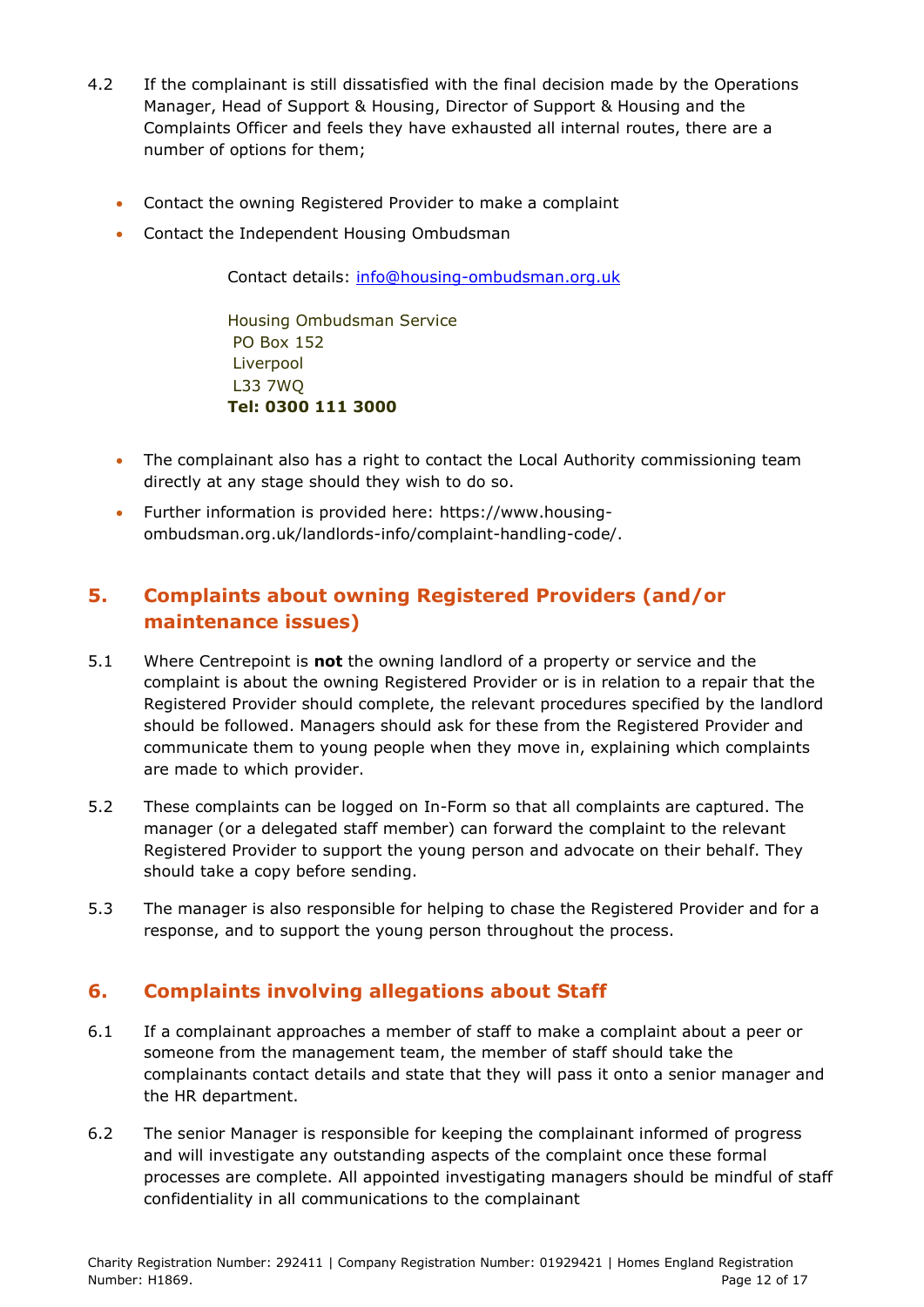4.2 If the complainant is still dissatisfied with the final decision made by the Operations Manager, Head of Support & Housing, Director of Support & Housing and the Complaints Officer and feels they have exhausted all internal routes, there are a number of options for them;

- Contact the owning Registered Provider to make a complaint
- Contact the Independent Housing Ombudsman

  Contact details: info@housing-ombudsman.org.uk

  Housing Ombudsman Service
  PO Box 152
  Liverpool
  L33 7WQ
  **Tel: 0300 111 3000**

- The complainant also has a right to contact the Local Authority commissioning team directly at any stage should they wish to do so.
- Further information is provided here: https://www.housing-ombudsman.org.uk/landlords-info/complaint-handling-code/.

## 5. Complaints about owning Registered Providers (and/or maintenance issues)

5.1 Where Centrepoint is **not** the owning landlord of a property or service and the complaint is about the owning Registered Provider or is in relation to a repair that the Registered Provider should complete, the relevant procedures specified by the landlord should be followed. Managers should ask for these from the Registered Provider and communicate them to young people when they move in, explaining which complaints are made to which provider.

5.2 These complaints can be logged on In-Form so that all complaints are captured. The manager (or a delegated staff member) can forward the complaint to the relevant Registered Provider to support the young person and advocate on their behalf. They should take a copy before sending.

5.3 The manager is also responsible for helping to chase the Registered Provider and for a response, and to support the young person throughout the process.

## 6. Complaints involving allegations about Staff

6.1 If a complainant approaches a member of staff to make a complaint about a peer or someone from the management team, the member of staff should take the complainants contact details and state that they will pass it onto a senior manager and the HR department.

6.2 The senior Manager is responsible for keeping the complainant informed of progress and will investigate any outstanding aspects of the complaint once these formal processes are complete. All appointed investigating managers should be mindful of staff confidentiality in all communications to the complainant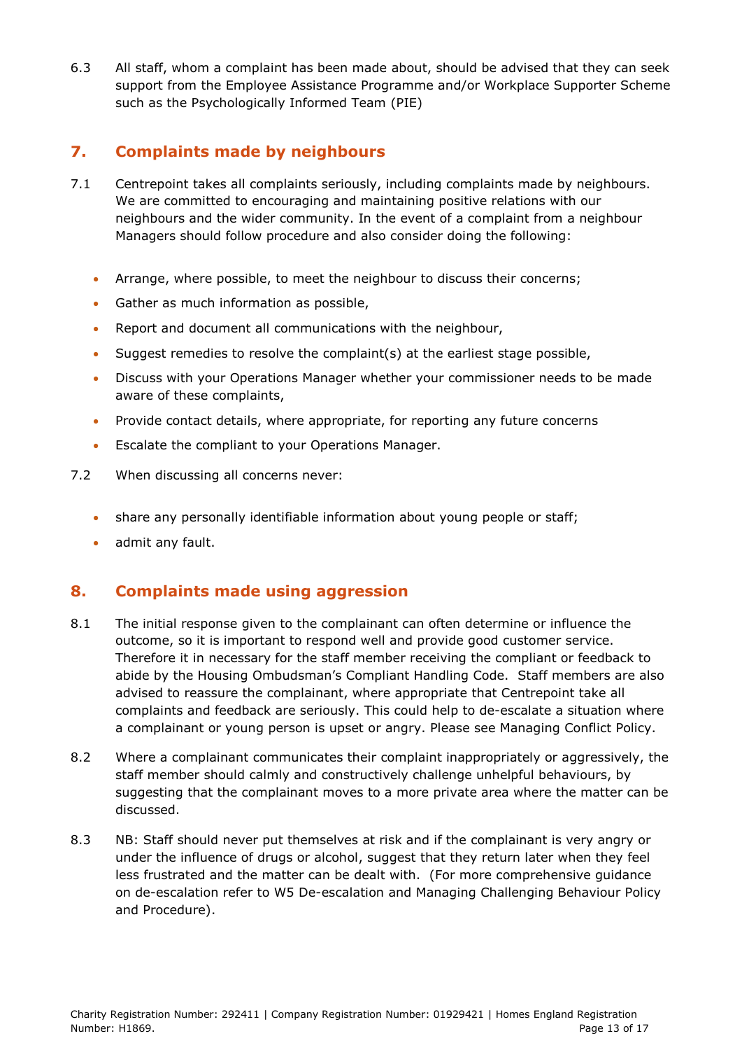6.3 All staff, whom a complaint has been made about, should be advised that they can seek support from the Employee Assistance Programme and/or Workplace Supporter Scheme such as the Psychologically Informed Team (PIE)

## 7. Complaints made by neighbours

7.1 Centrepoint takes all complaints seriously, including complaints made by neighbours. We are committed to encouraging and maintaining positive relations with our neighbours and the wider community. In the event of a complaint from a neighbour Managers should follow procedure and also consider doing the following:

- Arrange, where possible, to meet the neighbour to discuss their concerns;
- Gather as much information as possible,
- Report and document all communications with the neighbour,
- Suggest remedies to resolve the complaint(s) at the earliest stage possible,
- Discuss with your Operations Manager whether your commissioner needs to be made aware of these complaints,
- Provide contact details, where appropriate, for reporting any future concerns
- Escalate the compliant to your Operations Manager.

7.2 When discussing all concerns never:

- share any personally identifiable information about young people or staff;
- admit any fault.

## 8. Complaints made using aggression

8.1 The initial response given to the complainant can often determine or influence the outcome, so it is important to respond well and provide good customer service. Therefore it in necessary for the staff member receiving the compliant or feedback to abide by the Housing Ombudsman's Compliant Handling Code. Staff members are also advised to reassure the complainant, where appropriate that Centrepoint take all complaints and feedback are seriously. This could help to de-escalate a situation where a complainant or young person is upset or angry. Please see Managing Conflict Policy.

8.2 Where a complainant communicates their complaint inappropriately or aggressively, the staff member should calmly and constructively challenge unhelpful behaviours, by suggesting that the complainant moves to a more private area where the matter can be discussed.

8.3 NB: Staff should never put themselves at risk and if the complainant is very angry or under the influence of drugs or alcohol, suggest that they return later when they feel less frustrated and the matter can be dealt with. (For more comprehensive guidance on de-escalation refer to W5 De-escalation and Managing Challenging Behaviour Policy and Procedure).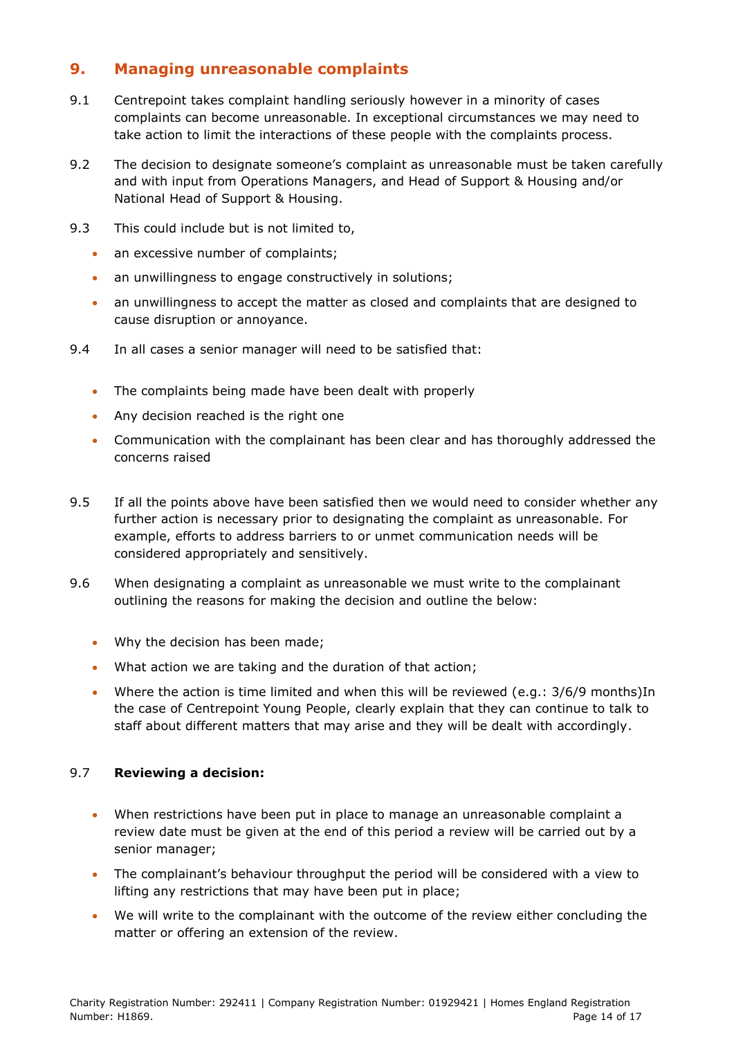## 9. Managing unreasonable complaints

9.1 Centrepoint takes complaint handling seriously however in a minority of cases complaints can become unreasonable. In exceptional circumstances we may need to take action to limit the interactions of these people with the complaints process.

9.2 The decision to designate someone's complaint as unreasonable must be taken carefully and with input from Operations Managers, and Head of Support & Housing and/or National Head of Support & Housing.

9.3 This could include but is not limited to,

- an excessive number of complaints;
- an unwillingness to engage constructively in solutions;
- an unwillingness to accept the matter as closed and complaints that are designed to cause disruption or annoyance.

9.4 In all cases a senior manager will need to be satisfied that:

- The complaints being made have been dealt with properly
- Any decision reached is the right one
- Communication with the complainant has been clear and has thoroughly addressed the concerns raised

9.5 If all the points above have been satisfied then we would need to consider whether any further action is necessary prior to designating the complaint as unreasonable. For example, efforts to address barriers to or unmet communication needs will be considered appropriately and sensitively.

9.6 When designating a complaint as unreasonable we must write to the complainant outlining the reasons for making the decision and outline the below:

- Why the decision has been made;
- What action we are taking and the duration of that action;
- Where the action is time limited and when this will be reviewed (e.g.: 3/6/9 months)In the case of Centrepoint Young People, clearly explain that they can continue to talk to staff about different matters that may arise and they will be dealt with accordingly.

9.7 **Reviewing a decision:**

- When restrictions have been put in place to manage an unreasonable complaint a review date must be given at the end of this period a review will be carried out by a senior manager;
- The complainant's behaviour throughput the period will be considered with a view to lifting any restrictions that may have been put in place;
- We will write to the complainant with the outcome of the review either concluding the matter or offering an extension of the review.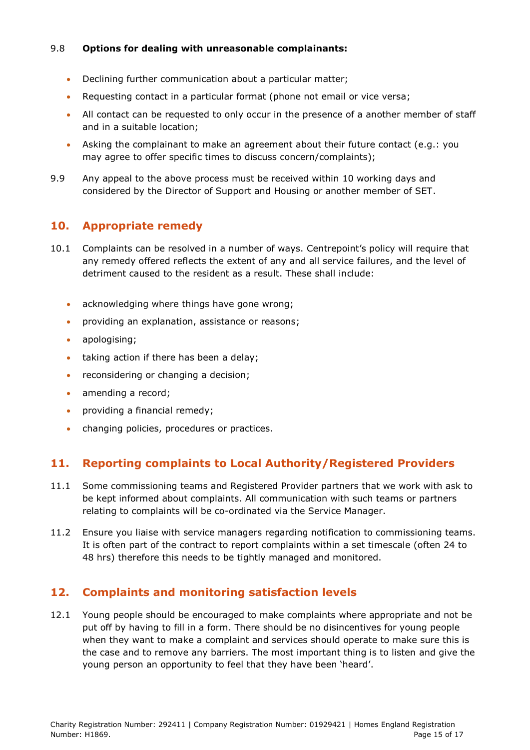9.8 **Options for dealing with unreasonable complainants:**

- Declining further communication about a particular matter;
- Requesting contact in a particular format (phone not email or vice versa;
- All contact can be requested to only occur in the presence of a another member of staff and in a suitable location;
- Asking the complainant to make an agreement about their future contact (e.g.: you may agree to offer specific times to discuss concern/complaints);

9.9 Any appeal to the above process must be received within 10 working days and considered by the Director of Support and Housing or another member of SET.

## 10. Appropriate remedy

10.1 Complaints can be resolved in a number of ways. Centrepoint's policy will require that any remedy offered reflects the extent of any and all service failures, and the level of detriment caused to the resident as a result. These shall include:

- acknowledging where things have gone wrong;
- providing an explanation, assistance or reasons;
- apologising;
- taking action if there has been a delay;
- reconsidering or changing a decision;
- amending a record;
- providing a financial remedy;
- changing policies, procedures or practices.

## 11. Reporting complaints to Local Authority/Registered Providers

11.1 Some commissioning teams and Registered Provider partners that we work with ask to be kept informed about complaints. All communication with such teams or partners relating to complaints will be co-ordinated via the Service Manager.

11.2 Ensure you liaise with service managers regarding notification to commissioning teams. It is often part of the contract to report complaints within a set timescale (often 24 to 48 hrs) therefore this needs to be tightly managed and monitored.

## 12. Complaints and monitoring satisfaction levels

12.1 Young people should be encouraged to make complaints where appropriate and not be put off by having to fill in a form. There should be no disincentives for young people when they want to make a complaint and services should operate to make sure this is the case and to remove any barriers. The most important thing is to listen and give the young person an opportunity to feel that they have been 'heard'.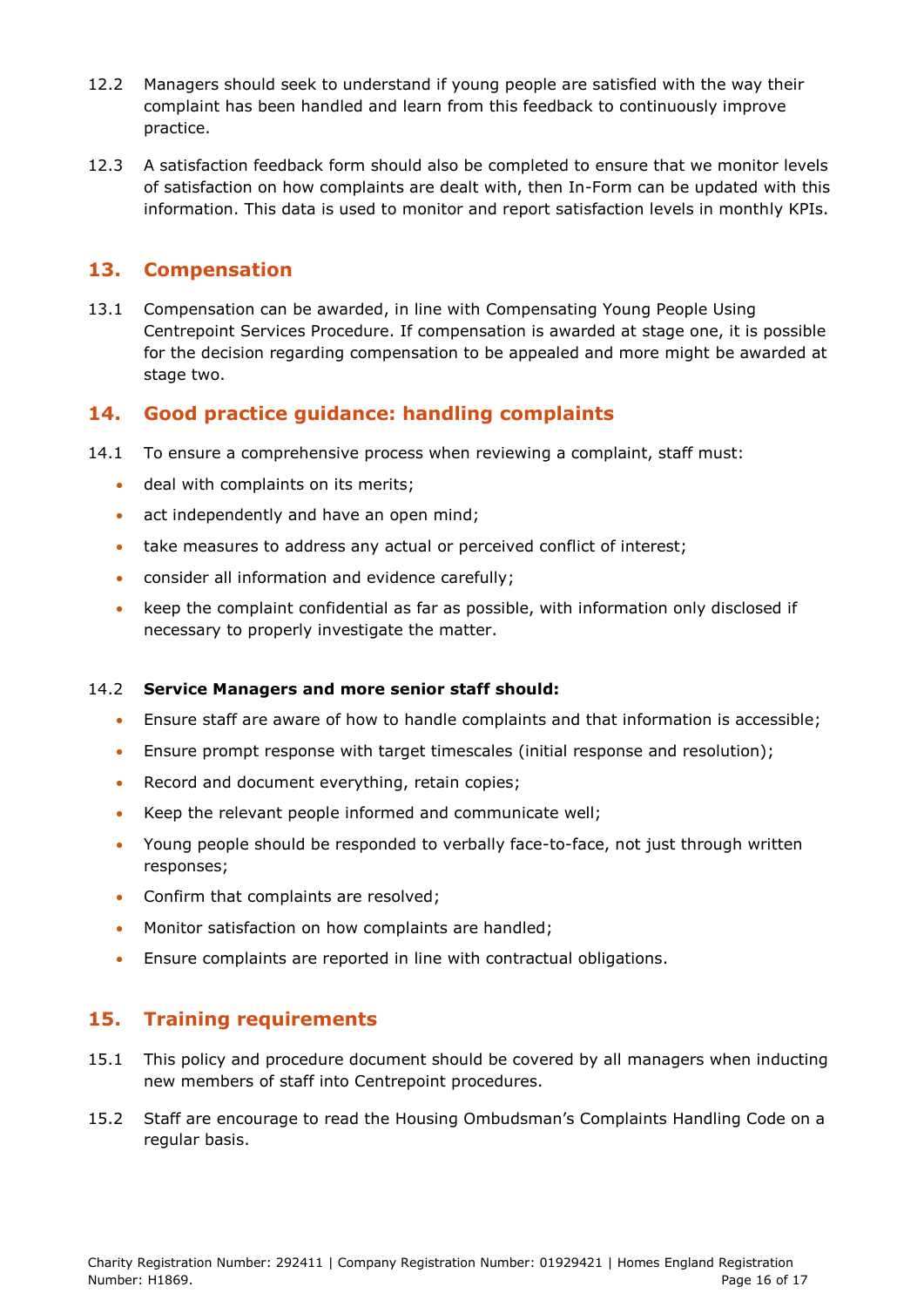12.2 Managers should seek to understand if young people are satisfied with the way their complaint has been handled and learn from this feedback to continuously improve practice.

12.3 A satisfaction feedback form should also be completed to ensure that we monitor levels of satisfaction on how complaints are dealt with, then In-Form can be updated with this information. This data is used to monitor and report satisfaction levels in monthly KPIs.

## 13. Compensation

13.1 Compensation can be awarded, in line with Compensating Young People Using Centrepoint Services Procedure. If compensation is awarded at stage one, it is possible for the decision regarding compensation to be appealed and more might be awarded at stage two.

## 14. Good practice guidance: handling complaints

14.1 To ensure a comprehensive process when reviewing a complaint, staff must:

- deal with complaints on its merits;
- act independently and have an open mind;
- take measures to address any actual or perceived conflict of interest;
- consider all information and evidence carefully;
- keep the complaint confidential as far as possible, with information only disclosed if necessary to properly investigate the matter.

14.2 **Service Managers and more senior staff should:**

- Ensure staff are aware of how to handle complaints and that information is accessible;
- Ensure prompt response with target timescales (initial response and resolution);
- Record and document everything, retain copies;
- Keep the relevant people informed and communicate well;
- Young people should be responded to verbally face-to-face, not just through written responses;
- Confirm that complaints are resolved;
- Monitor satisfaction on how complaints are handled;
- Ensure complaints are reported in line with contractual obligations.

## 15. Training requirements

15.1 This policy and procedure document should be covered by all managers when inducting new members of staff into Centrepoint procedures.

15.2 Staff are encourage to read the Housing Ombudsman's Complaints Handling Code on a regular basis.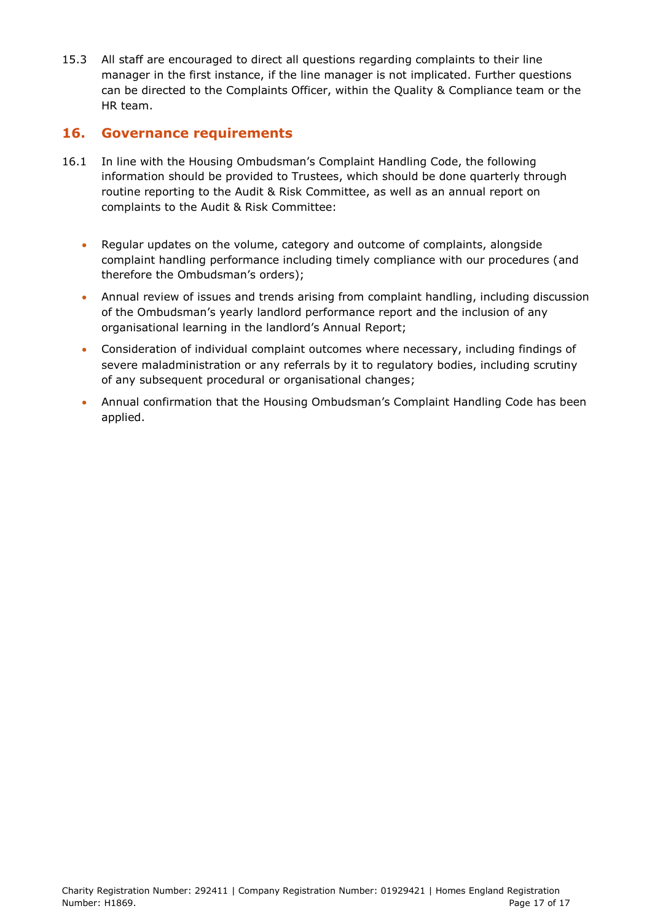15.3 All staff are encouraged to direct all questions regarding complaints to their line manager in the first instance, if the line manager is not implicated. Further questions can be directed to the Complaints Officer, within the Quality & Compliance team or the HR team.

## 16. Governance requirements

16.1 In line with the Housing Ombudsman's Complaint Handling Code, the following information should be provided to Trustees, which should be done quarterly through routine reporting to the Audit & Risk Committee, as well as an annual report on complaints to the Audit & Risk Committee:

- Regular updates on the volume, category and outcome of complaints, alongside complaint handling performance including timely compliance with our procedures (and therefore the Ombudsman's orders);
- Annual review of issues and trends arising from complaint handling, including discussion of the Ombudsman's yearly landlord performance report and the inclusion of any organisational learning in the landlord's Annual Report;
- Consideration of individual complaint outcomes where necessary, including findings of severe maladministration or any referrals by it to regulatory bodies, including scrutiny of any subsequent procedural or organisational changes;
- Annual confirmation that the Housing Ombudsman's Complaint Handling Code has been applied.